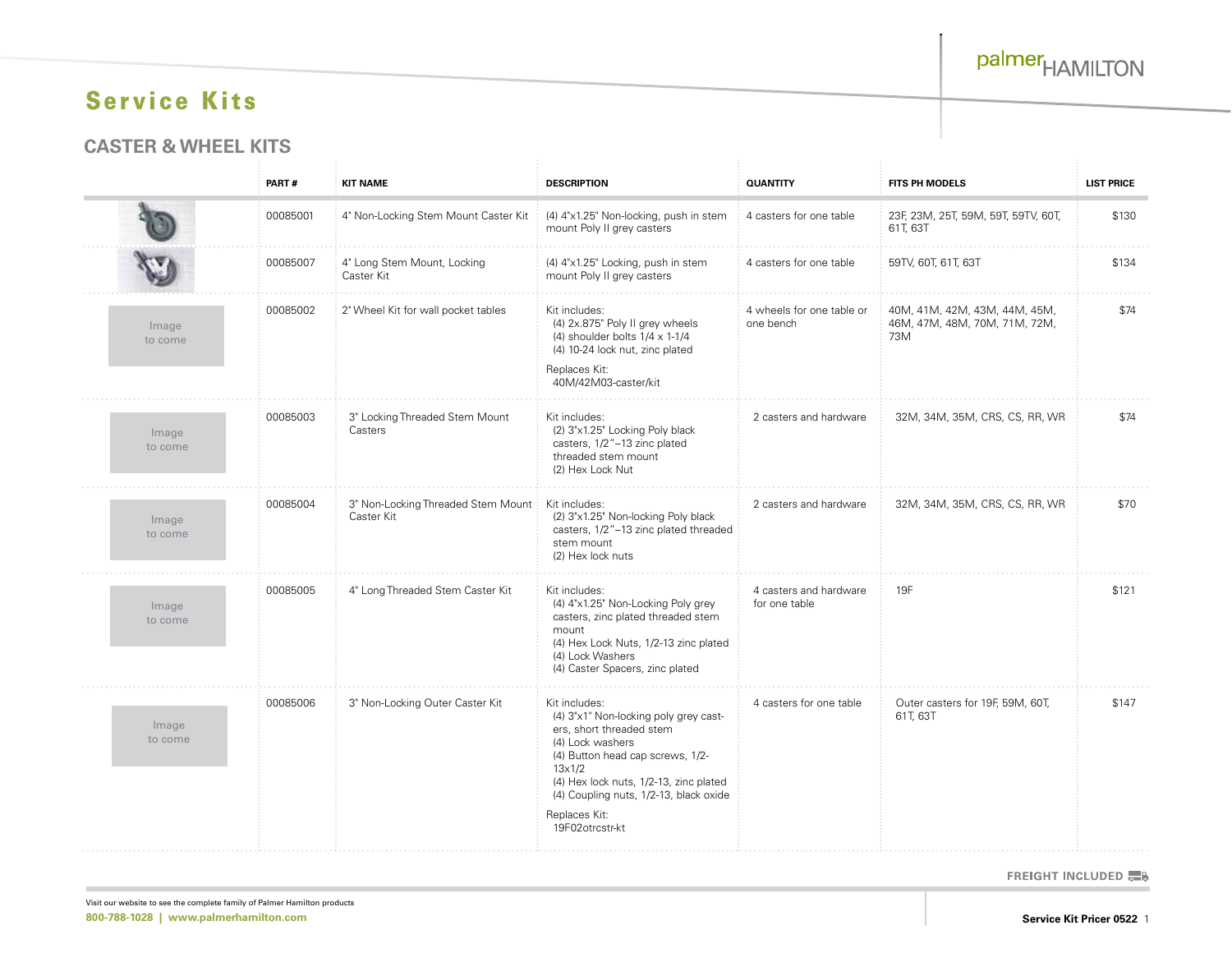# Service Kits

## CASTER & WHEEL KITS

| | PART # | KIT NAME | DESCRIPTION | QUANTITY | FITS PH MODELS | LIST PRICE |
|---|---|---|---|---|---|---|
| | 00085001 | 4" Non-Locking Stem Mount Caster Kit | (4) 4"x1.25" Non-locking, push in stem mount Poly II grey casters | 4 casters for one table | 23F, 23M, 25T, 59M, 59T, 59TV, 60T, 61T, 63T | $130 |
| | 00085007 | 4" Long Stem Mount, Locking Caster Kit | (4) 4"x1.25" Locking, push in stem mount Poly II grey casters | 4 casters for one table | 59TV, 60T, 61T, 63T | $134 |
| Image to come | 00085002 | 2" Wheel Kit for wall pocket tables | Kit includes: (4) 2x.875" Poly II grey wheels (4) shoulder bolts 1/4 x 1-1/4 (4) 10-24 lock nut, zinc plated Replaces Kit: 40M/42M03-caster/kit | 4 wheels for one table or one bench | 40M, 41M, 42M, 43M, 44M, 45M, 46M, 47M, 48M, 70M, 71M, 72M, 73M | $74 |
| Image to come | 00085003 | 3" Locking Threaded Stem Mount Casters | Kit includes: (2) 3"x1.25" Locking Poly black casters, 1/2"–13 zinc plated threaded stem mount (2) Hex Lock Nut | 2 casters and hardware | 32M, 34M, 35M, CRS, CS, RR, WR | $74 |
| Image to come | 00085004 | 3" Non-Locking Threaded Stem Mount Caster Kit | Kit includes: (2) 3"x1.25" Non-locking Poly black casters, 1/2"–13 zinc plated threaded stem mount (2) Hex lock nuts | 2 casters and hardware | 32M, 34M, 35M, CRS, CS, RR, WR | $70 |
| Image to come | 00085005 | 4" Long Threaded Stem Caster Kit | Kit includes: (4) 4"x1.25" Non-Locking Poly grey casters, zinc plated threaded stem mount (4) Hex Lock Nuts, 1/2-13 zinc plated (4) Lock Washers (4) Caster Spacers, zinc plated | 4 casters and hardware for one table | 19F | $121 |
| Image to come | 00085006 | 3" Non-Locking Outer Caster Kit | Kit includes: (4) 3"x1" Non-locking poly grey casters, short threaded stem (4) Lock washers (4) Button head cap screws, 1/2-13x1/2 (4) Hex lock nuts, 1/2-13, zinc plated (4) Coupling nuts, 1/2-13, black oxide Replaces Kit: 19F02otrcstr-kt | 4 casters for one table | Outer casters for 19F, 59M, 60T, 61T, 63T | $147 |

FREIGHT INCLUDED

Visit our website to see the complete family of Palmer Hamilton products

800-788-1028 | www.palmerhamilton.com

Service Kit Pricer 0522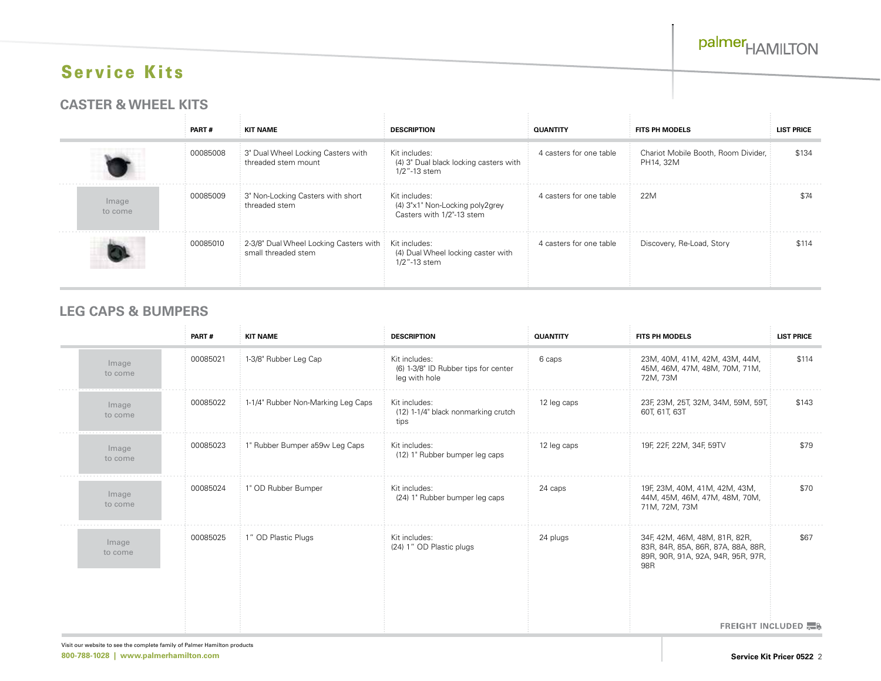# Service Kits

## CASTER & WHEEL KITS

| | PART # | KIT NAME | DESCRIPTION | QUANTITY | FITS PH MODELS | LIST PRICE |
|---|---|---|---|---|---|---|
| | 00085008 | 3" Dual Wheel Locking Casters with threaded stem mount | Kit includes: (4) 3" Dual black locking casters with 1/2"-13 stem | 4 casters for one table | Chariot Mobile Booth, Room Divider, PH14, 32M | $134 |
| Image to come | 00085009 | 3" Non-Locking Casters with short threaded stem | Kit includes: (4) 3"x1" Non-Locking poly2grey Casters with 1/2"-13 stem | 4 casters for one table | 22M | $74 |
| | 00085010 | 2-3/8" Dual Wheel Locking Casters with small threaded stem | Kit includes: (4) Dual Wheel locking caster with 1/2"-13 stem | 4 casters for one table | Discovery, Re-Load, Story | $114 |

## LEG CAPS & BUMPERS

| | PART # | KIT NAME | DESCRIPTION | QUANTITY | FITS PH MODELS | LIST PRICE |
|---|---|---|---|---|---|---|
| Image to come | 00085021 | 1-3/8" Rubber Leg Cap | Kit includes: (6) 1-3/8" ID Rubber tips for center leg with hole | 6 caps | 23M, 40M, 41M, 42M, 43M, 44M, 45M, 46M, 47M, 48M, 70M, 71M, 72M, 73M | $114 |
| Image to come | 00085022 | 1-1/4" Rubber Non-Marking Leg Caps | Kit includes: (12) 1-1/4" black nonmarking crutch tips | 12 leg caps | 23F, 23M, 25T, 32M, 34M, 59M, 59T, 60T, 61T, 63T | $143 |
| Image to come | 00085023 | 1" Rubber Bumper a59w Leg Caps | Kit includes: (12) 1" Rubber bumper leg caps | 12 leg caps | 19F, 22F, 22M, 34F, 59TV | $79 |
| Image to come | 00085024 | 1" OD Rubber Bumper | Kit includes: (24) 1" Rubber bumper leg caps | 24 caps | 19F, 23M, 40M, 41M, 42M, 43M, 44M, 45M, 46M, 47M, 48M, 70M, 71M, 72M, 73M | $70 |
| Image to come | 00085025 | 1" OD Plastic Plugs | Kit includes: (24) 1" OD Plastic plugs | 24 plugs | 34F, 42M, 46M, 48M, 81R, 82R, 83R, 84R, 85A, 86R, 87A, 88A, 88R, 89R, 90R, 91A, 92A, 94R, 95R, 97R, 98R | $67 |

FREIGHT INCLUDED

Visit our website to see the complete family of Palmer Hamilton products

**800-788-1028 | www.palmerhamilton.com**

**Service Kit Pricer 0522**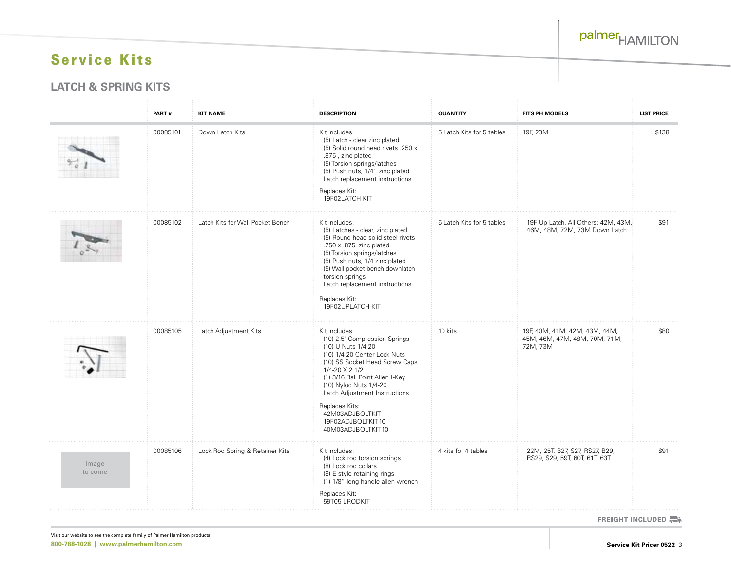palmerHAMILTON

# Service Kits

## LATCH & SPRING KITS

| | PART # | KIT NAME | DESCRIPTION | QUANTITY | FITS PH MODELS | LIST PRICE |
|---|---|---|---|---|---|---|
| | 00085101 | Down Latch Kits | Kit includes:<br>(5) Latch - clear zinc plated<br>(5) Solid round head rivets .250 x .875 , zinc plated<br>(5) Torsion springs/latches<br>(5) Push nuts, 1/4", zinc plated<br>Latch replacement instructions<br><br>Replaces Kit:<br>19F02LATCH-KIT | 5 Latch Kits for 5 tables | 19F, 23M | $138 |
| | 00085102 | Latch Kits for Wall Pocket Bench | Kit includes:<br>(5) Latches - clear, zinc plated<br>(5) Round head solid steel rivets .250 x .875, zinc plated<br>(5) Torsion springs/latches<br>(5) Push nuts, 1/4 zinc plated<br>(5) Wall pocket bench downlatch torsion springs<br>Latch replacement instructions<br><br>Replaces Kit:<br>19F02UPLATCH-KIT | 5 Latch Kits for 5 tables | 19F Up Latch, All Others: 42M, 43M, 46M, 48M, 72M, 73M Down Latch | $91 |
| | 00085105 | Latch Adjustment Kits | Kit includes:<br>(10) 2.5" Compression Springs<br>(10) U-Nuts 1/4-20<br>(10) 1/4-20 Center Lock Nuts<br>(10) SS Socket Head Screw Caps 1/4-20 X 2 1/2<br>(1) 3/16 Ball Point Allen L-Key<br>(10) Nyloc Nuts 1/4-20<br>Latch Adjustment Instructions<br><br>Replaces Kits:<br>42M03ADJBOLTKIT<br>19F02ADJBOLTKIT-10<br>40M03ADJBOLTKIT-10 | 10 kits | 19F, 40M, 41M, 42M, 43M, 44M, 45M, 46M, 47M, 48M, 70M, 71M, 72M, 73M | $80 |
| Image to come | 00085106 | Lock Rod Spring & Retainer Kits | Kit includes:<br>(4) Lock rod torsion springs<br>(8) Lock rod collars<br>(8) E-style retaining rings<br>(1) 1/8" long handle allen wrench<br><br>Replaces Kit:<br>59T05-LRODKIT | 4 kits for 4 tables | 22M, 25T, B27, S27, RS27, B29, RS29, S29, 59T, 60T, 61T, 63T | $91 |

FREIGHT INCLUDED

Visit our website to see the complete family of Palmer Hamilton products

**800-788-1028 | www.palmerhamilton.com**

**Service Kit Pricer 0522**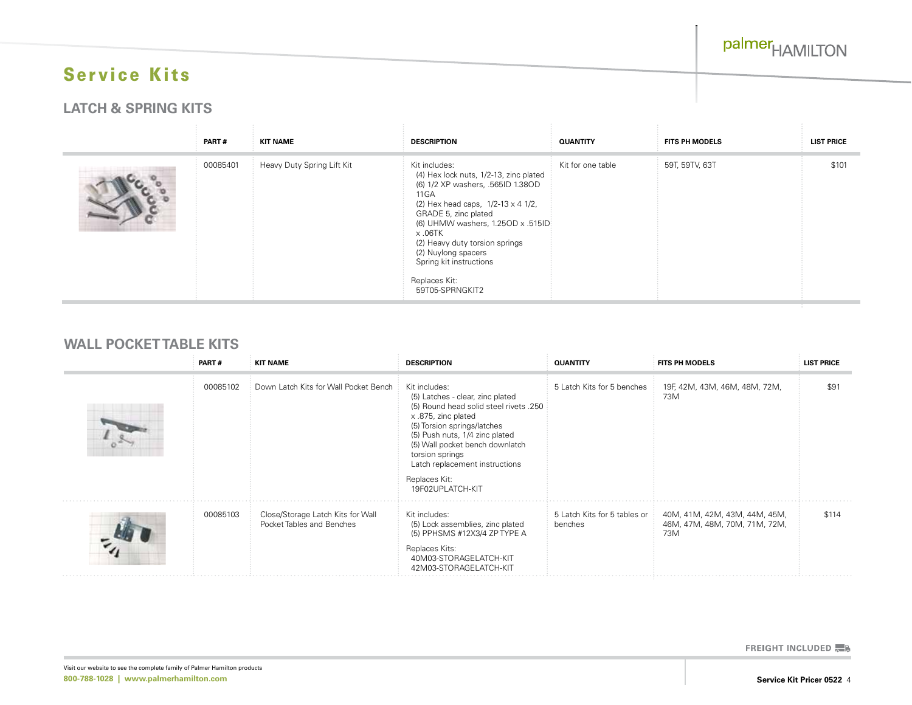# Service Kits

## LATCH & SPRING KITS

| PART # | KIT NAME | DESCRIPTION | QUANTITY | FITS PH MODELS | LIST PRICE |
|---|---|---|---|---|---|
| 00085401 | Heavy Duty Spring Lift Kit | Kit includes:<br>(4) Hex lock nuts, 1/2-13, zinc plated<br>(6) 1/2 XP washers, .565ID 1.38OD 11GA<br>(2) Hex head caps, 1/2-13 x 4 1/2, GRADE 5, zinc plated<br>(6) UHMW washers, 1.25OD x .515ID x .06TK<br>(2) Heavy duty torsion springs<br>(2) Nuylong spacers<br>Spring kit instructions<br><br>Replaces Kit:<br>59T05-SPRNGKIT2 | Kit for one table | 59T, 59TV, 63T | $101 |

## WALL POCKET TABLE KITS

| PART # | KIT NAME | DESCRIPTION | QUANTITY | FITS PH MODELS | LIST PRICE |
|---|---|---|---|---|---|
| 00085102 | Down Latch Kits for Wall Pocket Bench | Kit includes:<br>(5) Latches - clear, zinc plated<br>(5) Round head solid steel rivets .250 x .875, zinc plated<br>(5) Torsion springs/latches<br>(5) Push nuts, 1/4 zinc plated<br>(5) Wall pocket bench downlatch torsion springs<br>Latch replacement instructions<br><br>Replaces Kit:<br>19F02UPLATCH-KIT | 5 Latch Kits for 5 benches | 19F, 42M, 43M, 46M, 48M, 72M, 73M | $91 |
| 00085103 | Close/Storage Latch Kits for Wall Pocket Tables and Benches | Kit includes:<br>(5) Lock assemblies, zinc plated<br>(5) PPHSMS #12X3/4 ZP TYPE A<br><br>Replaces Kits:<br>40M03-STORAGELATCH-KIT<br>42M03-STORAGELATCH-KIT | 5 Latch Kits for 5 tables or benches | 40M, 41M, 42M, 43M, 44M, 45M, 46M, 47M, 48M, 70M, 71M, 72M, 73M | $114 |

FREIGHT INCLUDED

Visit our website to see the complete family of Palmer Hamilton products

**800-788-1028 | www.palmerhamilton.com**

**Service Kit Pricer 0522**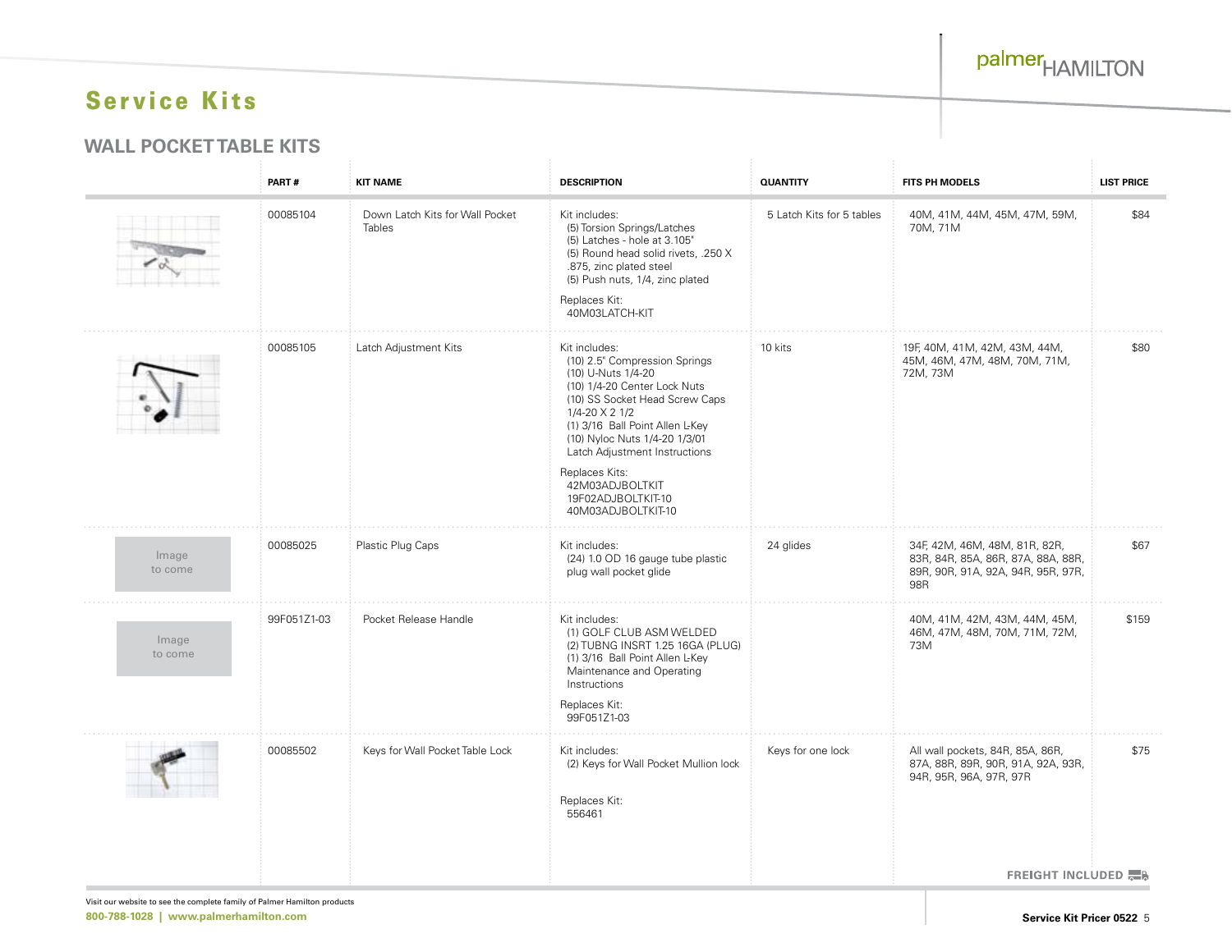# Service Kits

## WALL POCKET TABLE KITS

| | PART # | KIT NAME | DESCRIPTION | QUANTITY | FITS PH MODELS | LIST PRICE |
|---|---|---|---|---|---|---|
| | 00085104 | Down Latch Kits for Wall Pocket Tables | Kit includes:<br>(5) Torsion Springs/Latches<br>(5) Latches - hole at 3.105"<br>(5) Round head solid rivets, .250 X .875, zinc plated steel<br>(5) Push nuts, 1/4, zinc plated<br><br>Replaces Kit:<br>40M03LATCH-KIT | 5 Latch Kits for 5 tables | 40M, 41M, 44M, 45M, 47M, 59M, 70M, 71M | $84 |
| | 00085105 | Latch Adjustment Kits | Kit includes:<br>(10) 2.5" Compression Springs<br>(10) U-Nuts 1/4-20<br>(10) 1/4-20 Center Lock Nuts<br>(10) SS Socket Head Screw Caps 1/4-20 X 2 1/2<br>(1) 3/16 Ball Point Allen L-Key<br>(10) Nyloc Nuts 1/4-20 1/3/01<br>Latch Adjustment Instructions<br><br>Replaces Kits:<br>42M03ADJBOLTKIT<br>19F02ADJBOLTKIT-10<br>40M03ADJBOLTKIT-10 | 10 kits | 19F, 40M, 41M, 42M, 43M, 44M, 45M, 46M, 47M, 48M, 70M, 71M, 72M, 73M | $80 |
| Image to come | 00085025 | Plastic Plug Caps | Kit includes:<br>(24) 1.0 OD 16 gauge tube plastic plug wall pocket glide | 24 glides | 34F, 42M, 46M, 48M, 81R, 82R, 83R, 84R, 85A, 86R, 87A, 88A, 88R, 89R, 90R, 91A, 92A, 94R, 95R, 97R, 98R | $67 |
| Image to come | 99F051Z1-03 | Pocket Release Handle | Kit includes:<br>(1) GOLF CLUB ASM WELDED<br>(2) TUBNG INSRT 1.25 16GA (PLUG)<br>(1) 3/16 Ball Point Allen L-Key<br>Maintenance and Operating Instructions<br><br>Replaces Kit:<br>99F051Z1-03 | | 40M, 41M, 42M, 43M, 44M, 45M, 46M, 47M, 48M, 70M, 71M, 72M, 73M | $159 |
| | 00085502 | Keys for Wall Pocket Table Lock | Kit includes:<br>(2) Keys for Wall Pocket Mullion lock<br><br>Replaces Kit:<br>556461 | Keys for one lock | All wall pockets, 84R, 85A, 86R, 87A, 88R, 89R, 90R, 91A, 92A, 93R, 94R, 95R, 96A, 97R, 97R | $75 |

FREIGHT INCLUDED

Visit our website to see the complete family of Palmer Hamilton products

800-788-1028 | www.palmerhamilton.com

Service Kit Pricer 0522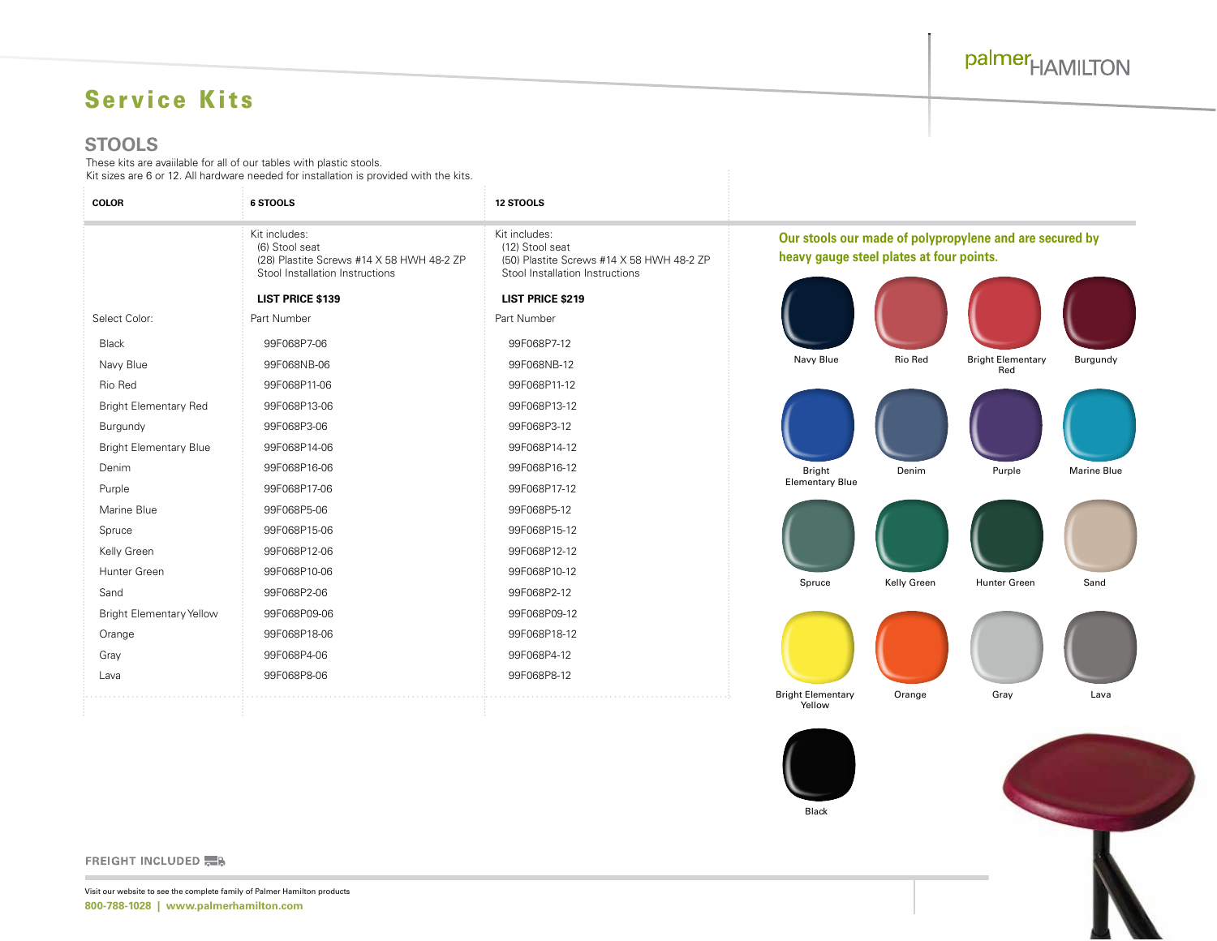# Service Kits

## STOOLS

These kits are availlable for all of our tables with plastic stools.
Kit sizes are 6 or 12. All hardware needed for installation is provided with the kits.

| COLOR | 6 STOOLS | 12 STOOLS |
|---|---|---|
| | Kit includes:<br>(6) Stool seat<br>(28) Plastite Screws #14 X 58 HWH 48-2 ZP<br>Stool Installation Instructions<br><br>**LIST PRICE $139** | Kit includes:<br>(12) Stool seat<br>(50) Plastite Screws #14 X 58 HWH 48-2 ZP<br>Stool Installation Instructions<br><br>**LIST PRICE $219** |
| Select Color: | Part Number | Part Number |
| Black | 99F068P7-06 | 99F068P7-12 |
| Navy Blue | 99F068NB-06 | 99F068NB-12 |
| Rio Red | 99F068P11-06 | 99F068P11-12 |
| Bright Elementary Red | 99F068P13-06 | 99F068P13-12 |
| Burgundy | 99F068P3-06 | 99F068P3-12 |
| Bright Elementary Blue | 99F068P14-06 | 99F068P14-12 |
| Denim | 99F068P16-06 | 99F068P16-12 |
| Purple | 99F068P17-06 | 99F068P17-12 |
| Marine Blue | 99F068P5-06 | 99F068P5-12 |
| Spruce | 99F068P15-06 | 99F068P15-12 |
| Kelly Green | 99F068P12-06 | 99F068P12-12 |
| Hunter Green | 99F068P10-06 | 99F068P10-12 |
| Sand | 99F068P2-06 | 99F068P2-12 |
| Bright Elementary Yellow | 99F068P09-06 | 99F068P09-12 |
| Orange | 99F068P18-06 | 99F068P18-12 |
| Gray | 99F068P4-06 | 99F068P4-12 |
| Lava | 99F068P8-06 | 99F068P8-12 |

**Our stools our made of polypropylene and are secured by heavy gauge steel plates at four points.**

Navy Blue | Rio Red | Bright Elementary Red | Burgundy

Bright Elementary Blue | Denim | Purple | Marine Blue

Spruce | Kelly Green | Hunter Green | Sand

Bright Elementary Yellow | Orange | Gray | Lava

Black

**FREIGHT INCLUDED**

Visit our website to see the complete family of Palmer Hamilton products

**800-788-1028 | www.palmerhamilton.com**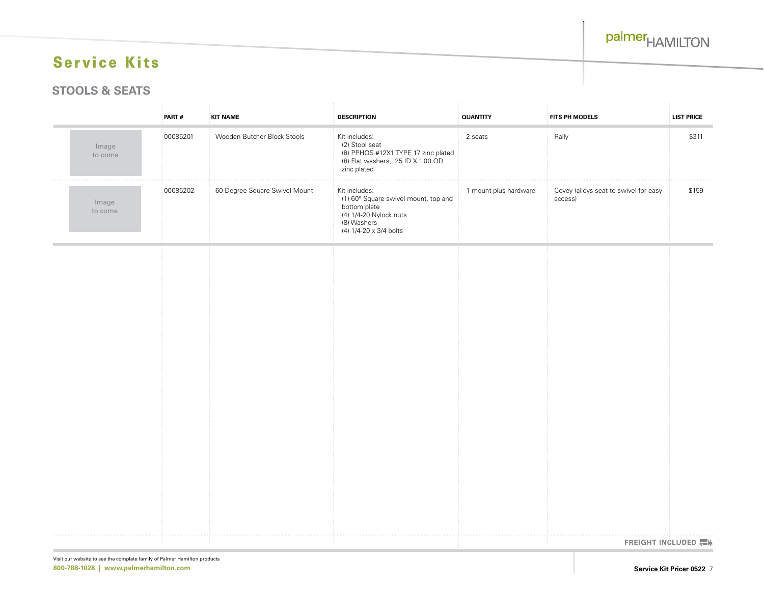# Service Kits

## STOOLS & SEATS

| | PART # | KIT NAME | DESCRIPTION | QUANTITY | FITS PH MODELS | LIST PRICE |
|---|---|---|---|---|---|---|
| Image to come | 00085201 | Wooden Butcher Block Stools | Kit includes:<br>(2) Stool seat<br>(8) PPHQS #12X1 TYPE 17 zinc plated<br>(8) Flat washers, .25 ID X 1.00 OD zinc plated | 2 seats | Rally | $311 |
| Image to come | 00085202 | 60 Degree Square Swivel Mount | Kit includes:<br>(1) 60° Square swivel mount, top and bottom plate<br>(4) 1/4-20 Nylock nuts<br>(8) Washers<br>(4) 1/4-20 x 3/4 bolts | 1 mount plus hardware | Covey (alloys seat to swivel for easy access) | $159 |

FREIGHT INCLUDED

Visit our website to see the complete family of Palmer Hamilton products

**800-788-1028 | www.palmerhamilton.com**

**Service Kit Pricer 0522**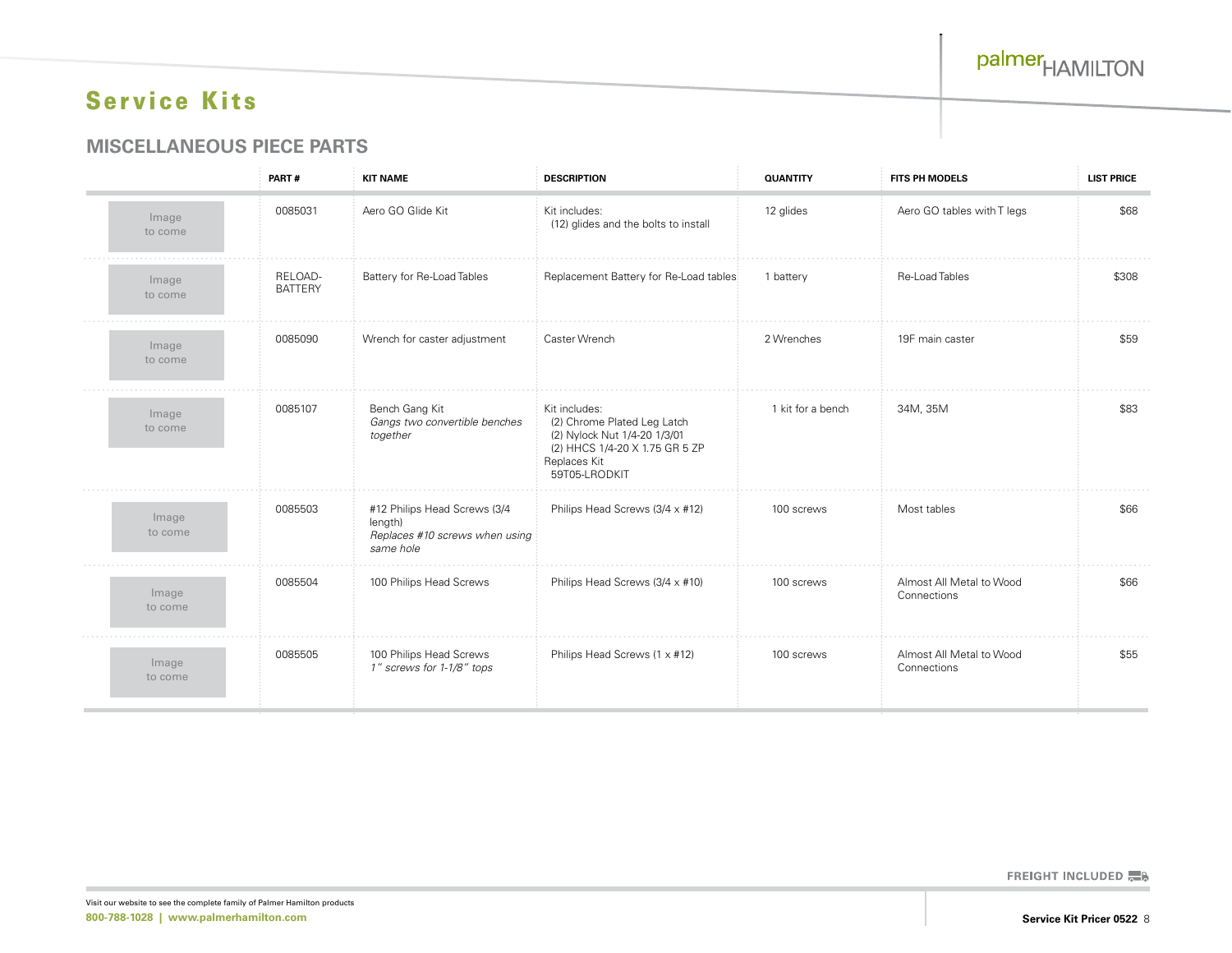## Service Kits

### MISCELLANEOUS PIECE PARTS

| | PART # | KIT NAME | DESCRIPTION | QUANTITY | FITS PH MODELS | LIST PRICE |
|---|---|---|---|---|---|---|
| Image to come | 0085031 | Aero GO Glide Kit | Kit includes: (12) glides and the bolts to install | 12 glides | Aero GO tables with T legs | $68 |
| Image to come | RELOAD-BATTERY | Battery for Re-Load Tables | Replacement Battery for Re-Load tables | 1 battery | Re-Load Tables | $308 |
| Image to come | 0085090 | Wrench for caster adjustment | Caster Wrench | 2 Wrenches | 19F main caster | $59 |
| Image to come | 0085107 | Bench Gang Kit *Gangs two convertible benches together* | Kit includes: (2) Chrome Plated Leg Latch (2) Nylock Nut 1/4-20 1/3/01 (2) HHCS 1/4-20 X 1.75 GR 5 ZP Replaces Kit 59T05-LRODKIT | 1 kit for a bench | 34M, 35M | $83 |
| Image to come | 0085503 | #12 Philips Head Screws (3/4 length) *Replaces #10 screws when using same hole* | Philips Head Screws (3/4 x #12) | 100 screws | Most tables | $66 |
| Image to come | 0085504 | 100 Philips Head Screws | Philips Head Screws (3/4 x #10) | 100 screws | Almost All Metal to Wood Connections | $66 |
| Image to come | 0085505 | 100 Philips Head Screws *1" screws for 1-1/8" tops* | Philips Head Screws (1 x #12) | 100 screws | Almost All Metal to Wood Connections | $55 |

FREIGHT INCLUDED

Visit our website to see the complete family of Palmer Hamilton products

800-788-1028 | www.palmerhamilton.com